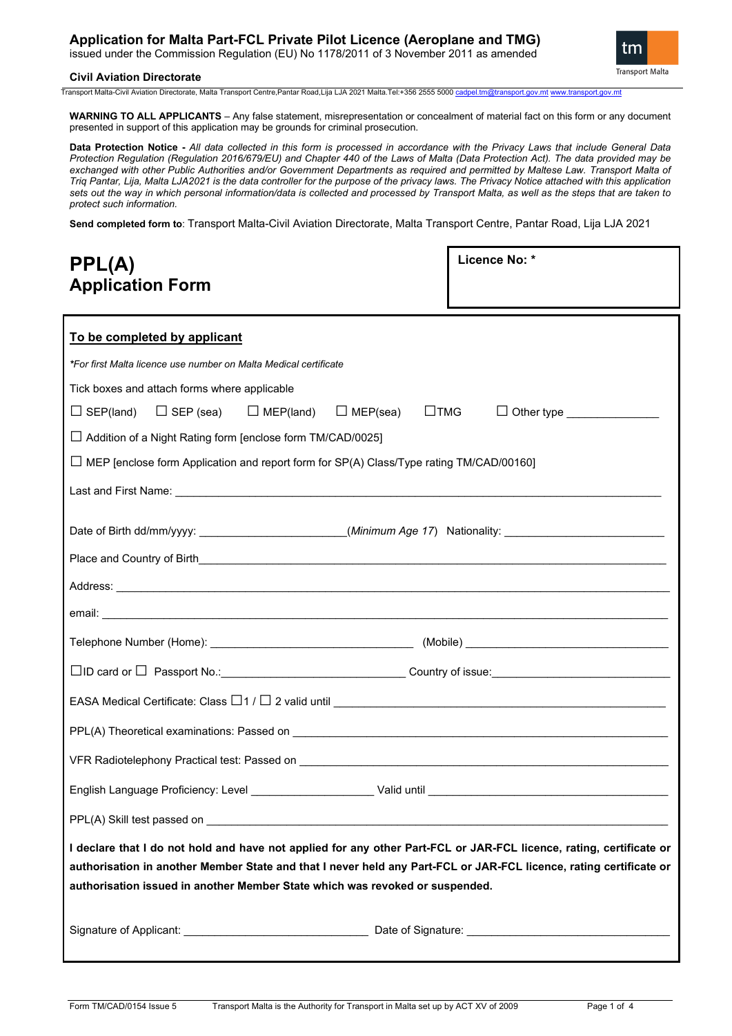# Application for Malta Part-FCL Private Pilot Licence (Aeroplane and TMG)

issued under the Commission Regulation (EU) No 1178/2011 of 3 November 2011 as amended

**Civil Aviation Directorate**

Transport Malta-Civil Aviation Directorate, Malta Transport Centre,Pantar Road,Lija LJA 2021 Malta.Tel:+356 2555 5000 cadpel.tm@transport.gov.mt www.transport.gov.mt

**WARNING TO ALL APPLICANTS** – Any false statement, misrepresentation or concealment of material fact on this form or any document presented in support of this application may be grounds for criminal prosecution.

**Data Protection Notice -** *All data collected in this form is processed in accordance with the Privacy Laws that include General Data Protection Regulation (Regulation 2016/679/EU) and Chapter 440 of the Laws of Malta (Data Protection Act). The data provided may be exchanged with other Public Authorities and/or Government Departments as required and permitted by Maltese Law. Transport Malta of Triq Pantar, Lija, Malta LJA2021 is the data controller for the purpose of the privacy laws. The Privacy Notice attached with this application sets out the way in which personal information/data is collected and processed by Transport Malta, as well as the steps that are taken to protect such information.*

**Send completed form to**: Transport Malta-Civil Aviation Directorate, Malta Transport Centre, Pantar Road, Lija LJA 2021

# PPL(A)
# Application Form

**Licence No: ***

## To be completed by applicant

*\*For first Malta licence use number on Malta Medical certificate*

Tick boxes and attach forms where applicable

☐ SEP(land) ☐ SEP (sea) ☐ MEP(land) ☐ MEP(sea) ☐ TMG ☐ Other type ______________

☐ Addition of a Night Rating form [enclose form TM/CAD/0025]

☐ MEP [enclose form Application and report form for SP(A) Class/Type rating TM/CAD/00160]

Last and First Name: ______________________________________________

Date of Birth dd/mm/yyyy: ______________________ *(Minimum Age 17)* Nationality: ________________________

Place and Country of Birth______________________________________________

Address: ______________________________________________

email: ______________________________________________

Telephone Number (Home): ______________________________ (Mobile) ______________________________

☐ ID card or ☐ Passport No.:____________________________ Country of issue:__________________________

EASA Medical Certificate: Class ☐ 1 / ☐ 2 valid until ______________________________________________

PPL(A) Theoretical examinations: Passed on ______________________________________________

VFR Radiotelephony Practical test: Passed on ______________________________________________

English Language Proficiency: Level ___________________ Valid until ______________________________

PPL(A) Skill test passed on ______________________________________________

**I declare that I do not hold and have not applied for any other Part-FCL or JAR-FCL licence, rating, certificate or authorisation in another Member State and that I never held any Part-FCL or JAR-FCL licence, rating certificate or authorisation issued in another Member State which was revoked or suspended.**

Signature of Applicant: ____________________________ Date of Signature: ______________________________

Form TM/CAD/0154 Issue 5 Transport Malta is the Authority for Transport in Malta set up by ACT XV of 2009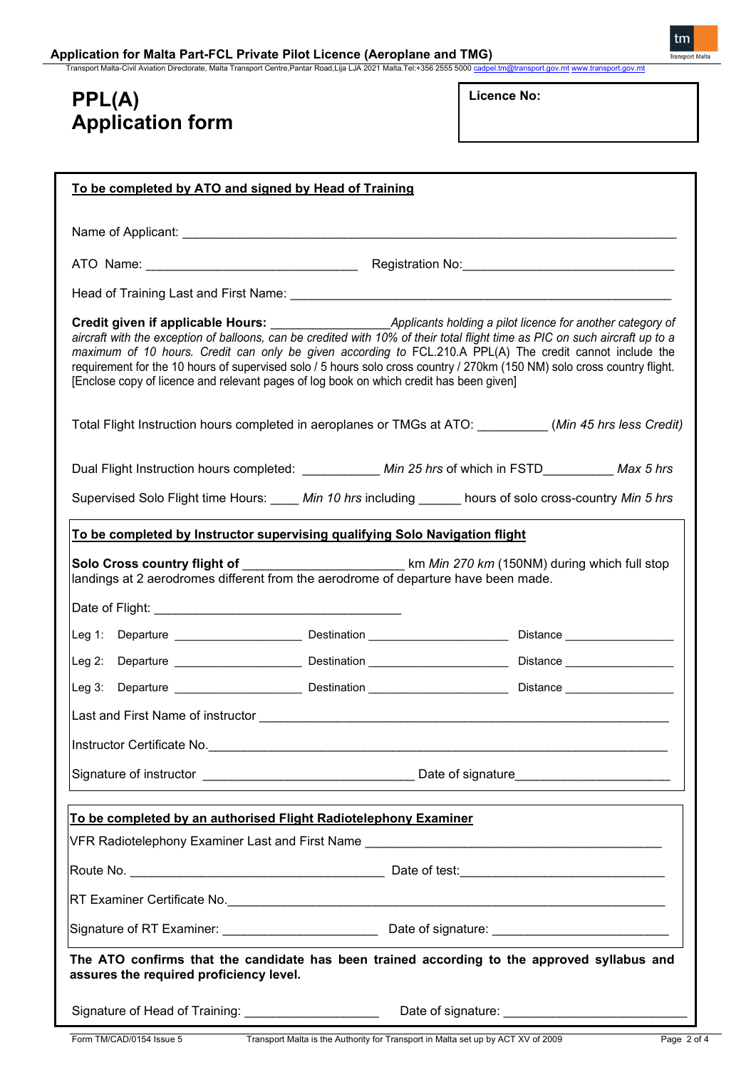# PPL(A) Application form

**Licence No:**

**To be completed by ATO and signed by Head of Training**

Name of Applicant: ______________________________________________

ATO Name: ______________________________ Registration No: ______________________________

Head of Training Last and First Name: ______________________________________________

**Credit given if applicable Hours:** _________________ *Applicants holding a pilot licence for another category of aircraft with the exception of balloons, can be credited with 10% of their total flight time as PIC on such aircraft up to a maximum of 10 hours. Credit can only be given according to* FCL.210.A PPL(A) The credit cannot include the requirement for the 10 hours of supervised solo / 5 hours solo cross country / 270km (150 NM) solo cross country flight. [Enclose copy of licence and relevant pages of log book on which credit has been given]

Total Flight Instruction hours completed in aeroplanes or TMGs at ATO: __________ (*Min 45 hrs less Credit)*

Dual Flight Instruction hours completed: ___________ *Min 25 hrs* of which in FSTD__________ *Max 5 hrs*

Supervised Solo Flight time Hours: ____ *Min 10 hrs* including ______ hours of solo cross-country *Min 5 hrs*

**To be completed by Instructor supervising qualifying Solo Navigation flight**

**Solo Cross country flight of** _______________________ km *Min 270 km* (150NM) during which full stop landings at 2 aerodromes different from the aerodrome of departure have been made.

Date of Flight: ___________________________________

| | Departure | Destination | Distance |
|---|---|---|---|
| Leg 1: | | | |
| Leg 2: | | | |
| Leg 3: | | | |

Last and First Name of instructor ______________________________________________

Instructor Certificate No. ______________________________________________

Signature of instructor ______________________________ Date of signature ______________________

**To be completed by an authorised Flight Radiotelephony Examiner**

VFR Radiotelephony Examiner Last and First Name ______________________________________________

Route No. ___________________________________ Date of test: ______________________________

RT Examiner Certificate No. ______________________________________________

Signature of RT Examiner: ______________________ Date of signature: _________________________

**The ATO confirms that the candidate has been trained according to the approved syllabus and assures the required proficiency level.**

Signature of Head of Training: ___________________ Date of signature: _________________________

Form TM/CAD/0154 Issue 5 Transport Malta is the Authority for Transport in Malta set up by ACT XV of 2009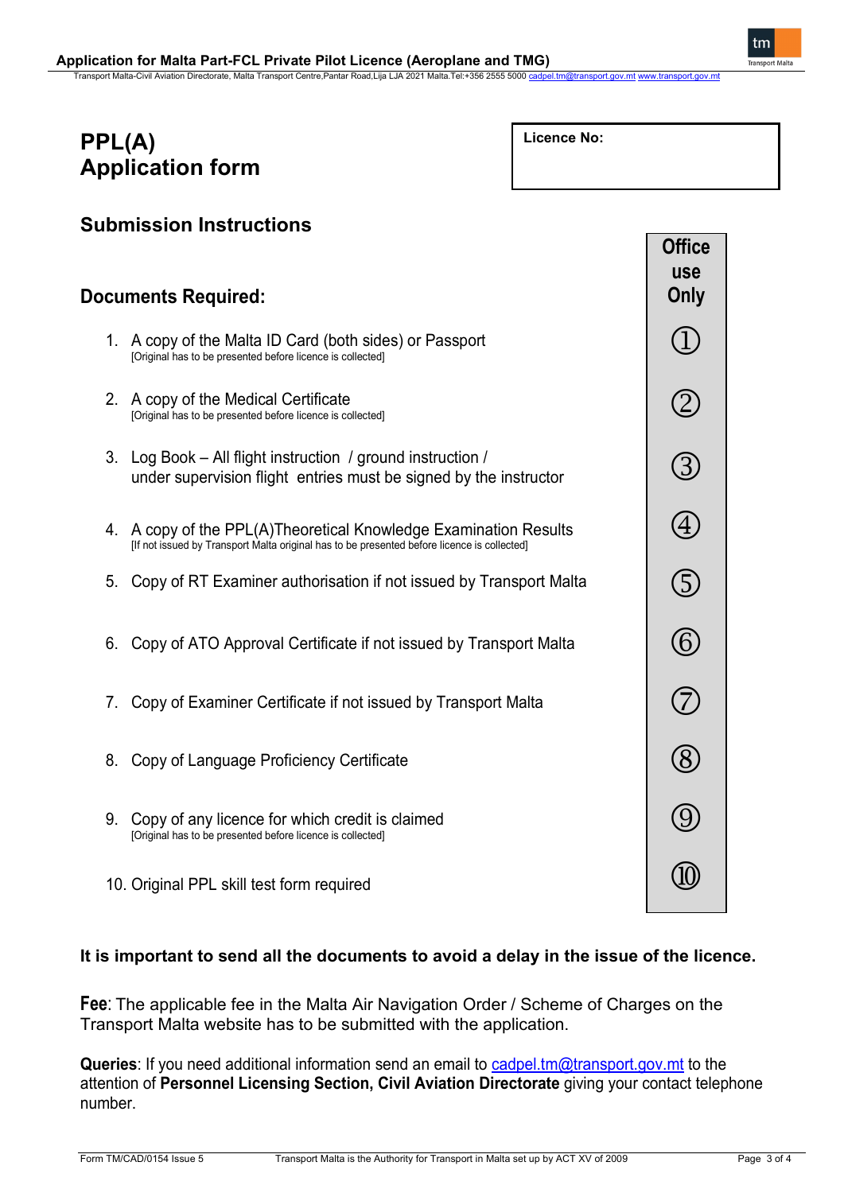# PPL(A)
# Application form

**Licence No:**

## Submission Instructions

## Documents Required:

| Documents Required | Office use Only |
|---|---|
| 1. A copy of the Malta ID Card (both sides) or Passport [Original has to be presented before licence is collected] | ① |
| 2. A copy of the Medical Certificate [Original has to be presented before licence is collected] | ② |
| 3. Log Book – All flight instruction / ground instruction / under supervision flight entries must be signed by the instructor | ③ |
| 4. A copy of the PPL(A)Theoretical Knowledge Examination Results [If not issued by Transport Malta original has to be presented before licence is collected] | ④ |
| 5. Copy of RT Examiner authorisation if not issued by Transport Malta | ⑤ |
| 6. Copy of ATO Approval Certificate if not issued by Transport Malta | ⑥ |
| 7. Copy of Examiner Certificate if not issued by Transport Malta | ⑦ |
| 8. Copy of Language Proficiency Certificate | ⑧ |
| 9. Copy of any licence for which credit is claimed [Original has to be presented before licence is collected] | ⑨ |
| 10. Original PPL skill test form required | ⑩ |

**It is important to send all the documents to avoid a delay in the issue of the licence.**

**Fee**: The applicable fee in the Malta Air Navigation Order / Scheme of Charges on the Transport Malta website has to be submitted with the application.

**Queries**: If you need additional information send an email to cadpel.tm@transport.gov.mt to the attention of **Personnel Licensing Section, Civil Aviation Directorate** giving your contact telephone number.

Form TM/CAD/0154 Issue 5 — Transport Malta is the Authority for Transport in Malta set up by ACT XV of 2009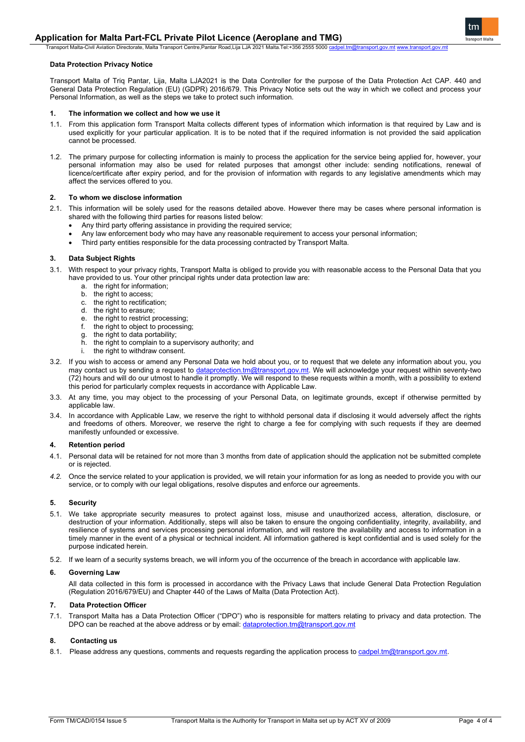### Data Protection Privacy Notice

Transport Malta of Triq Pantar, Lija, Malta LJA2021 is the Data Controller for the purpose of the Data Protection Act CAP. 440 and General Data Protection Regulation (EU) (GDPR) 2016/679. This Privacy Notice sets out the way in which we collect and process your Personal Information, as well as the steps we take to protect such information.

#### 1. The information we collect and how we use it

1.1. From this application form Transport Malta collects different types of information which information is that required by Law and is used explicitly for your particular application. It is to be noted that if the required information is not provided the said application cannot be processed.

1.2. The primary purpose for collecting information is mainly to process the application for the service being applied for, however, your personal information may also be used for related purposes that amongst other include: sending notifications, renewal of licence/certificate after expiry period, and for the provision of information with regards to any legislative amendments which may affect the services offered to you.

#### 2. To whom we disclose information

2.1. This information will be solely used for the reasons detailed above. However there may be cases where personal information is shared with the following third parties for reasons listed below:

- Any third party offering assistance in providing the required service;
- Any law enforcement body who may have any reasonable requirement to access your personal information;
- Third party entities responsible for the data processing contracted by Transport Malta.

#### 3. Data Subject Rights

3.1. With respect to your privacy rights, Transport Malta is obliged to provide you with reasonable access to the Personal Data that you have provided to us. Your other principal rights under data protection law are:

a. the right for information;
b. the right to access;
c. the right to rectification;
d. the right to erasure;
e. the right to restrict processing;
f. the right to object to processing;
g. the right to data portability;
h. the right to complain to a supervisory authority; and
i. the right to withdraw consent.

3.2. If you wish to access or amend any Personal Data we hold about you, or to request that we delete any information about you, you may contact us by sending a request to dataprotection.tm@transport.gov.mt. We will acknowledge your request within seventy-two (72) hours and will do our utmost to handle it promptly. We will respond to these requests within a month, with a possibility to extend this period for particularly complex requests in accordance with Applicable Law.

3.3. At any time, you may object to the processing of your Personal Data, on legitimate grounds, except if otherwise permitted by applicable law.

3.4. In accordance with Applicable Law, we reserve the right to withhold personal data if disclosing it would adversely affect the rights and freedoms of others. Moreover, we reserve the right to charge a fee for complying with such requests if they are deemed manifestly unfounded or excessive.

#### 4. Retention period

4.1. Personal data will be retained for not more than 3 months from date of application should the application not be submitted complete or is rejected.

*4.2.* Once the service related to your application is provided, we will retain your information for as long as needed to provide you with our service, or to comply with our legal obligations, resolve disputes and enforce our agreements.

#### 5. Security

5.1. We take appropriate security measures to protect against loss, misuse and unauthorized access, alteration, disclosure, or destruction of your information. Additionally, steps will also be taken to ensure the ongoing confidentiality, integrity, availability, and resilience of systems and services processing personal information, and will restore the availability and access to information in a timely manner in the event of a physical or technical incident. All information gathered is kept confidential and is used solely for the purpose indicated herein.

5.2. If we learn of a security systems breach, we will inform you of the occurrence of the breach in accordance with applicable law.

#### 6. Governing Law

All data collected in this form is processed in accordance with the Privacy Laws that include General Data Protection Regulation (Regulation 2016/679/EU) and Chapter 440 of the Laws of Malta (Data Protection Act).

#### 7. Data Protection Officer

7.1. Transport Malta has a Data Protection Officer ("DPO") who is responsible for matters relating to privacy and data protection. The DPO can be reached at the above address or by email: dataprotection.tm@transport.gov.mt

#### 8. Contacting us

8.1. Please address any questions, comments and requests regarding the application process to cadpel.tm@transport.gov.mt.